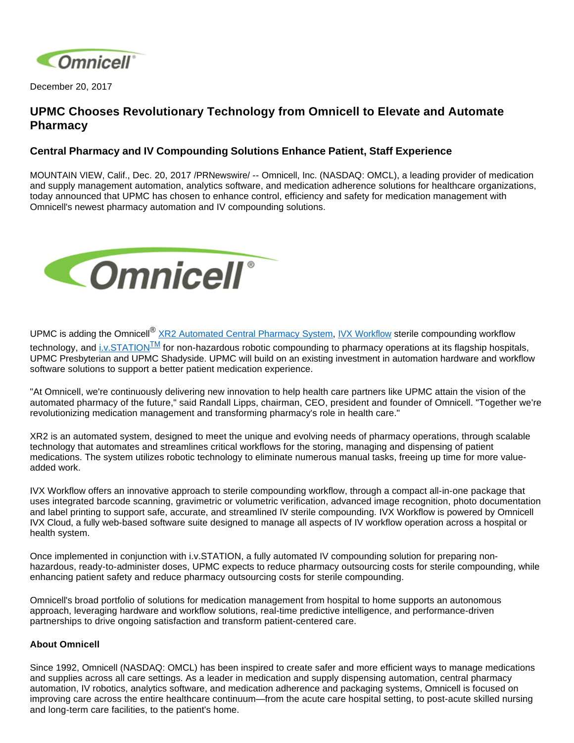December 20, 2017

# UPMC Chooses Revolutionary Technology from Omnicell to Elevate and Automate Pharmacy

## Central Pharmacy and IV Compounding Solutions Enhance Patient, Staff Experience

MOUNTAIN VIEW, Calif., Dec. 20, 2017 /PRNewswire/ -- Omnicell, Inc. (NASDAQ: OMCL), a leading provider of medication and supply management automation, analytics software, and medication adherence solutions for healthcare organizations, today announced that UPMC has chosen to enhance control, efficiency and safety for medication management with Omnicell's newest pharmacy automation and IV compounding solutions.

UPMC is adding the Omnicell® XR2 Automated Central Pharmacy System, IVX Workflow sterile compounding workflow technology, and i.v.STATION™ for non-hazardous robotic compounding to pharmacy operations at its flagship hospitals, UPMC Presbyterian and UPMC Shadyside. UPMC will build on an existing investment in automation hardware and workflow software solutions to support a better patient medication experience.

"At Omnicell, we're continuously delivering new innovation to help health care partners like UPMC attain the vision of the automated pharmacy of the future," said Randall Lipps, chairman, CEO, president and founder of Omnicell. "Together we're revolutionizing medication management and transforming pharmacy's role in health care."

XR2 is an automated system, designed to meet the unique and evolving needs of pharmacy operations, through scalable technology that automates and streamlines critical workflows for the storing, managing and dispensing of patient medications. The system utilizes robotic technology to eliminate numerous manual tasks, freeing up time for more value-added work.

IVX Workflow offers an innovative approach to sterile compounding workflow, through a compact all-in-one package that uses integrated barcode scanning, gravimetric or volumetric verification, advanced image recognition, photo documentation and label printing to support safe, accurate, and streamlined IV sterile compounding. IVX Workflow is powered by Omnicell IVX Cloud, a fully web-based software suite designed to manage all aspects of IV workflow operation across a hospital or health system.

Once implemented in conjunction with i.v.STATION, a fully automated IV compounding solution for preparing non-hazardous, ready-to-administer doses, UPMC expects to reduce pharmacy outsourcing costs for sterile compounding, while enhancing patient safety and reduce pharmacy outsourcing costs for sterile compounding.

Omnicell's broad portfolio of solutions for medication management from hospital to home supports an autonomous approach, leveraging hardware and workflow solutions, real-time predictive intelligence, and performance-driven partnerships to drive ongoing satisfaction and transform patient-centered care.

**About Omnicell**

Since 1992, Omnicell (NASDAQ: OMCL) has been inspired to create safer and more efficient ways to manage medications and supplies across all care settings. As a leader in medication and supply dispensing automation, central pharmacy automation, IV robotics, analytics software, and medication adherence and packaging systems, Omnicell is focused on improving care across the entire healthcare continuum—from the acute care hospital setting, to post-acute skilled nursing and long-term care facilities, to the patient's home.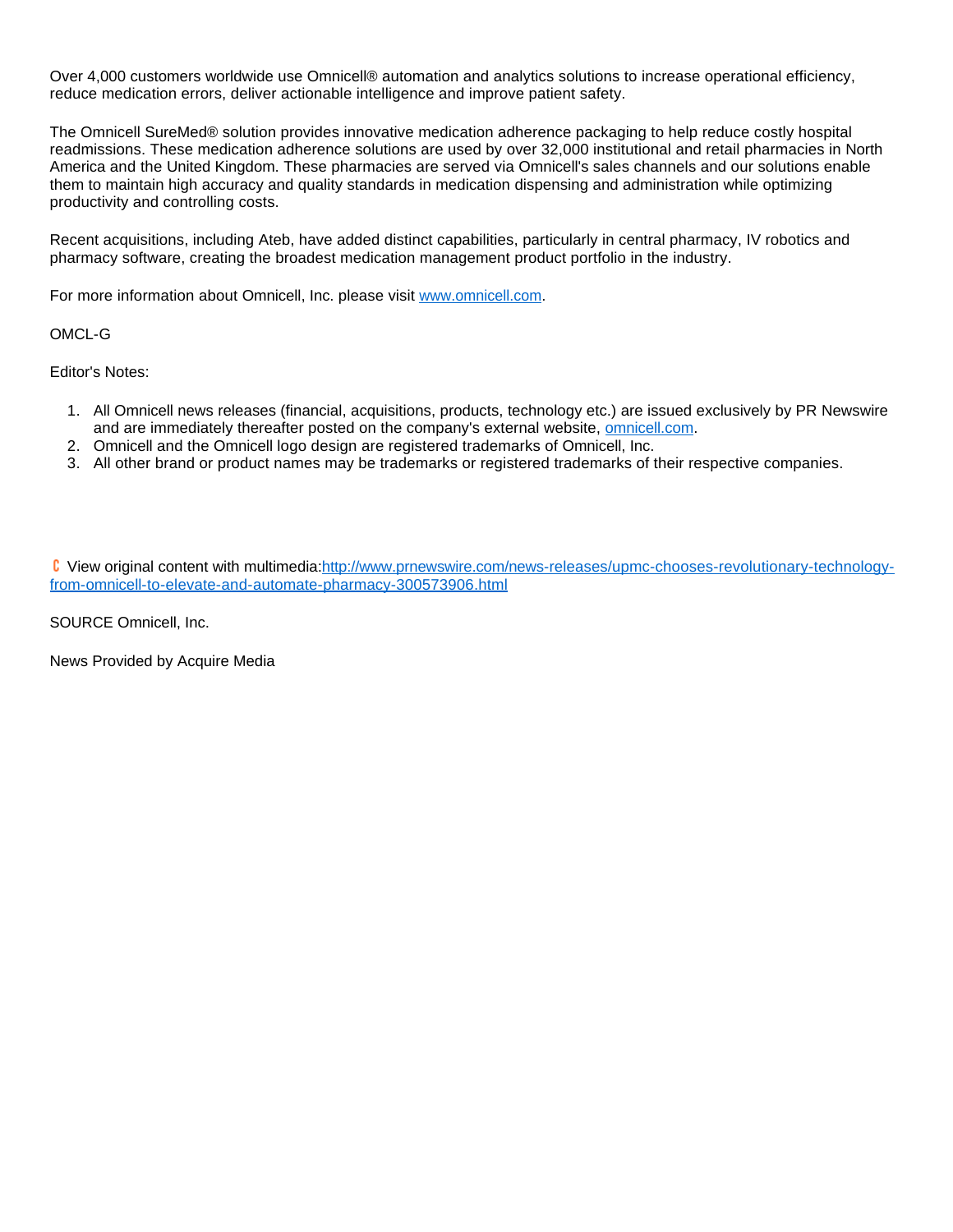Over 4,000 customers worldwide use Omnicell® automation and analytics solutions to increase operational efficiency, reduce medication errors, deliver actionable intelligence and improve patient safety.

The Omnicell SureMed® solution provides innovative medication adherence packaging to help reduce costly hospital readmissions. These medication adherence solutions are used by over 32,000 institutional and retail pharmacies in North America and the United Kingdom. These pharmacies are served via Omnicell's sales channels and our solutions enable them to maintain high accuracy and quality standards in medication dispensing and administration while optimizing productivity and controlling costs.

Recent acquisitions, including Ateb, have added distinct capabilities, particularly in central pharmacy, IV robotics and pharmacy software, creating the broadest medication management product portfolio in the industry.

For more information about Omnicell, Inc. please visit [www.omnicell.com](http://www.omnicell.com).

OMCL-G

Editor's Notes:

1. All Omnicell news releases (financial, acquisitions, products, technology etc.) are issued exclusively by PR Newswire and are immediately thereafter posted on the company's external website, [omnicell.com](http://omnicell.com).
2. Omnicell and the Omnicell logo design are registered trademarks of Omnicell, Inc.
3. All other brand or product names may be trademarks or registered trademarks of their respective companies.

View original content with multimedia:[http://www.prnewswire.com/news-releases/upmc-chooses-revolutionary-technology-from-omnicell-to-elevate-and-automate-pharmacy-300573906.html](http://www.prnewswire.com/news-releases/upmc-chooses-revolutionary-technology-from-omnicell-to-elevate-and-automate-pharmacy-300573906.html)

SOURCE Omnicell, Inc.

News Provided by Acquire Media